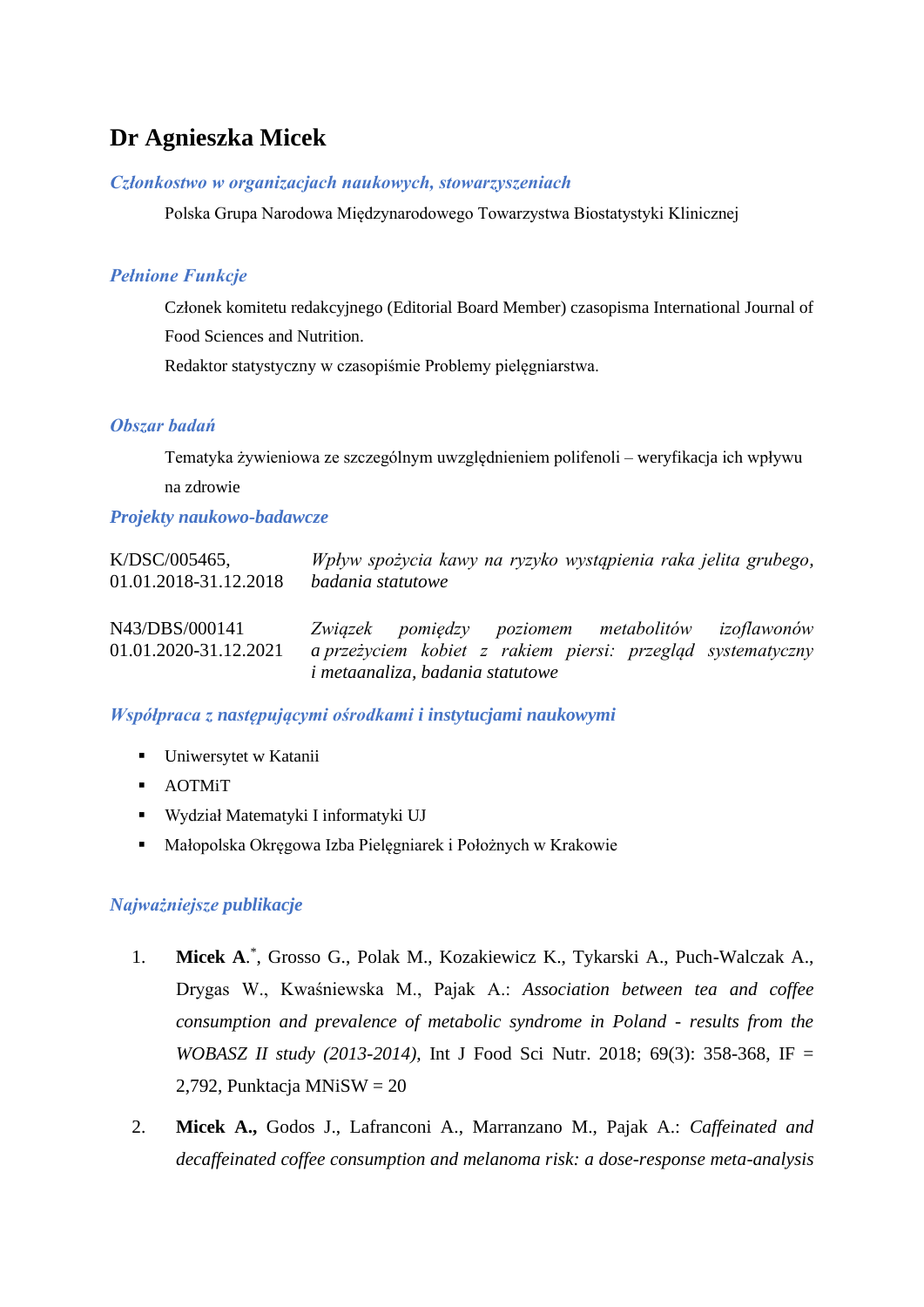# Dr Agnieszka Micek

## *Członkostwo w organizacjach naukowych, stowarzyszeniach*

Polska Grupa Narodowa Międzynarodowego Towarzystwa Biostatystyki Klinicznej

## *Pełnione Funkcje*

Członek komitetu redakcyjnego (Editorial Board Member) czasopisma International Journal of Food Sciences and Nutrition.

Redaktor statystyczny w czasopiśmie Problemy pielęgniarstwa.

## *Obszar badań*

Tematyka żywieniowa ze szczególnym uwzględnieniem polifenoli – weryfikacja ich wpływu na zdrowie

## *Projekty naukowo-badawcze*

| | |
|---|---|
| K/DSC/005465, 01.01.2018-31.12.2018 | *Wpływ spożycia kawy na ryzyko wystąpienia raka jelita grubego, badania statutowe* |
| N43/DBS/000141 01.01.2020-31.12.2021 | *Związek pomiędzy poziomem metabolitów izoflawonów a przeżyciem kobiet z rakiem piersi: przegląd systematyczny i metaanaliza, badania statutowe* |

## *Współpraca z następującymi ośrodkami i instytucjami naukowymi*

- Uniwersytet w Katanii
- AOTMiT
- Wydział Matematyki I informatyki UJ
- Małopolska Okręgowa Izba Pielęgniarek i Położnych w Krakowie

## *Najważniejsze publikacje*

1. **Micek A**.[*], Grosso G., Polak M., Kozakiewicz K., Tykarski A., Puch-Walczak A., Drygas W., Kwaśniewska M., Pajak A.: *Association between tea and coffee consumption and prevalence of metabolic syndrome in Poland - results from the WOBASZ II study (2013-2014)*, Int J Food Sci Nutr. 2018; 69(3): 358-368, IF = 2,792, Punktacja MNiSW = 20

2. **Micek A.,** Godos J., Lafranconi A., Marranzano M., Pajak A.: *Caffeinated and decaffeinated coffee consumption and melanoma risk: a dose-response meta-analysis*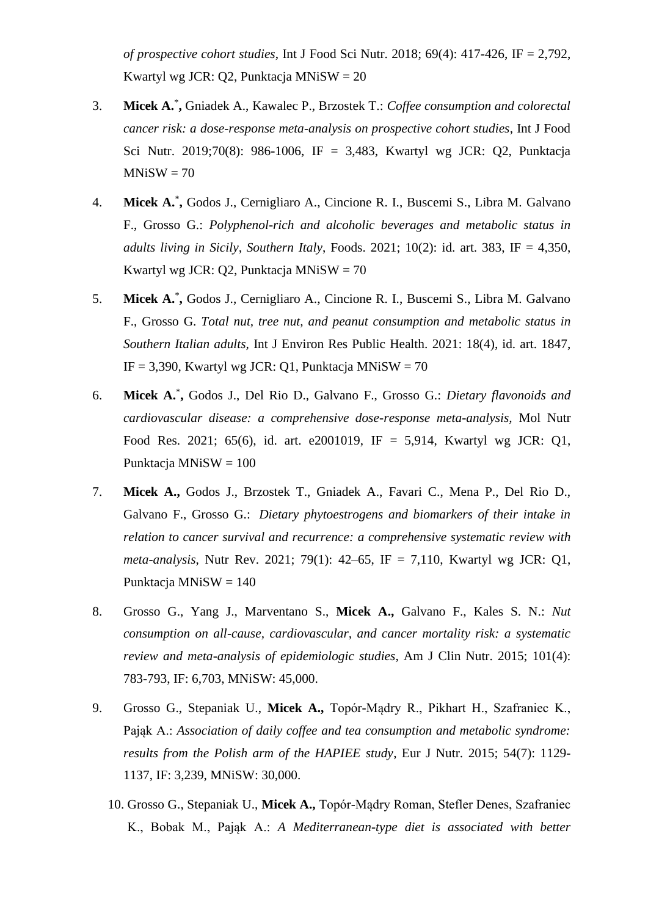*of prospective cohort studies*, Int J Food Sci Nutr. 2018; 69(4): 417-426, IF = 2,792, Kwartyl wg JCR: Q2, Punktacja MNiSW = 20

3. **Micek A.**[*]**,** Gniadek A., Kawalec P., Brzostek T.: *Coffee consumption and colorectal cancer risk: a dose-response meta-analysis on prospective cohort studies*, Int J Food Sci Nutr. 2019;70(8): 986-1006, IF = 3,483, Kwartyl wg JCR: Q2, Punktacja MNiSW = 70

4. **Micek A.**[*]**,** Godos J., Cernigliaro A., Cincione R. I., Buscemi S., Libra M. Galvano F., Grosso G.: *Polyphenol-rich and alcoholic beverages and metabolic status in adults living in Sicily, Southern Italy*, Foods. 2021; 10(2): id. art. 383, IF = 4,350, Kwartyl wg JCR: Q2, Punktacja MNiSW = 70

5. **Micek A.**[*]**,** Godos J., Cernigliaro A., Cincione R. I., Buscemi S., Libra M. Galvano F., Grosso G. *Total nut, tree nut, and peanut consumption and metabolic status in Southern Italian adults,* Int J Environ Res Public Health. 2021: 18(4), id. art. 1847, IF = 3,390, Kwartyl wg JCR: Q1, Punktacja MNiSW = 70

6. **Micek A.**[*]**,** Godos J., Del Rio D., Galvano F., Grosso G.: *Dietary flavonoids and cardiovascular disease: a comprehensive dose-response meta-analysis,* Mol Nutr Food Res. 2021; 65(6), id. art. e2001019, IF = 5,914, Kwartyl wg JCR: Q1, Punktacja MNiSW = 100

7. **Micek A.,** Godos J., Brzostek T., Gniadek A., Favari C., Mena P., Del Rio D., Galvano F., Grosso G.: *Dietary phytoestrogens and biomarkers of their intake in relation to cancer survival and recurrence: a comprehensive systematic review with meta-analysis*, Nutr Rev. 2021; 79(1): 42–65, IF = 7,110, Kwartyl wg JCR: Q1, Punktacja MNiSW = 140

8. Grosso G., Yang J., Marventano S., **Micek A.,** Galvano F., Kales S. N.: *Nut consumption on all-cause, cardiovascular, and cancer mortality risk: a systematic review and meta-analysis of epidemiologic studies*, Am J Clin Nutr. 2015; 101(4): 783-793, IF: 6,703, MNiSW: 45,000.

9. Grosso G., Stepaniak U., **Micek A.,** Topór-Mądry R., Pikhart H., Szafraniec K., Pająk A.: *Association of daily coffee and tea consumption and metabolic syndrome: results from the Polish arm of the HAPIEE study*, Eur J Nutr. 2015; 54(7): 1129-1137, IF: 3,239, MNiSW: 30,000.

10. Grosso G., Stepaniak U., **Micek A.,** Topór-Mądry Roman, Stefler Denes, Szafraniec K., Bobak M., Pająk A.: *A Mediterranean-type diet is associated with better*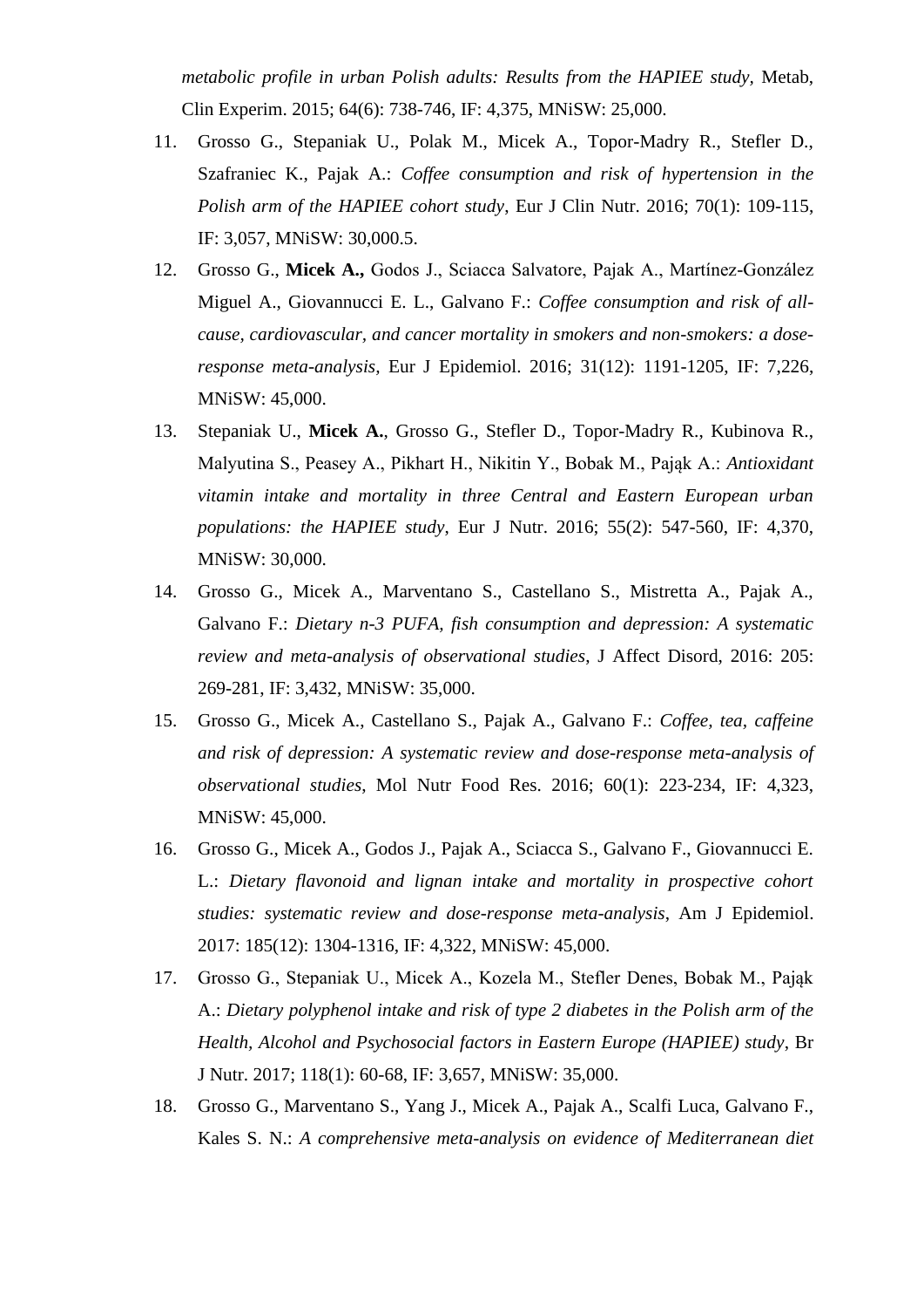*metabolic profile in urban Polish adults: Results from the HAPIEE study*, Metab, Clin Experim. 2015; 64(6): 738-746, IF: 4,375, MNiSW: 25,000.

11. Grosso G., Stepaniak U., Polak M., Micek A., Topor-Madry R., Stefler D., Szafraniec K., Pajak A.: *Coffee consumption and risk of hypertension in the Polish arm of the HAPIEE cohort study*, Eur J Clin Nutr. 2016; 70(1): 109-115, IF: 3,057, MNiSW: 30,000.5.
12. Grosso G., **Micek A.,** Godos J., Sciacca Salvatore, Pajak A., Martínez-González Miguel A., Giovannucci E. L., Galvano F.: *Coffee consumption and risk of all-cause, cardiovascular, and cancer mortality in smokers and non-smokers: a dose-response meta-analysis,* Eur J Epidemiol. 2016; 31(12): 1191-1205, IF: 7,226, MNiSW: 45,000.
13. Stepaniak U., **Micek A.**, Grosso G., Stefler D., Topor-Madry R., Kubinova R., Malyutina S., Peasey A., Pikhart H., Nikitin Y., Bobak M., Pająk A.: *Antioxidant vitamin intake and mortality in three Central and Eastern European urban populations: the HAPIEE study*, Eur J Nutr. 2016; 55(2): 547-560, IF: 4,370, MNiSW: 30,000.
14. Grosso G., Micek A., Marventano S., Castellano S., Mistretta A., Pajak A., Galvano F.: *Dietary n-3 PUFA, fish consumption and depression: A systematic review and meta-analysis of observational studies,* J Affect Disord, 2016: 205: 269-281, IF: 3,432, MNiSW: 35,000.
15. Grosso G., Micek A., Castellano S., Pajak A., Galvano F.: *Coffee, tea, caffeine and risk of depression: A systematic review and dose-response meta-analysis of observational studies*, Mol Nutr Food Res. 2016; 60(1): 223-234, IF: 4,323, MNiSW: 45,000.
16. Grosso G., Micek A., Godos J., Pajak A., Sciacca S., Galvano F., Giovannucci E. L.: *Dietary flavonoid and lignan intake and mortality in prospective cohort studies: systematic review and dose-response meta-analysis*, Am J Epidemiol. 2017: 185(12): 1304-1316, IF: 4,322, MNiSW: 45,000.
17. Grosso G., Stepaniak U., Micek A., Kozela M., Stefler Denes, Bobak M., Pająk A.: *Dietary polyphenol intake and risk of type 2 diabetes in the Polish arm of the Health, Alcohol and Psychosocial factors in Eastern Europe (HAPIEE) study*, Br J Nutr. 2017; 118(1): 60-68, IF: 3,657, MNiSW: 35,000.
18. Grosso G., Marventano S., Yang J., Micek A., Pajak A., Scalfi Luca, Galvano F., Kales S. N.: *A comprehensive meta-analysis on evidence of Mediterranean diet*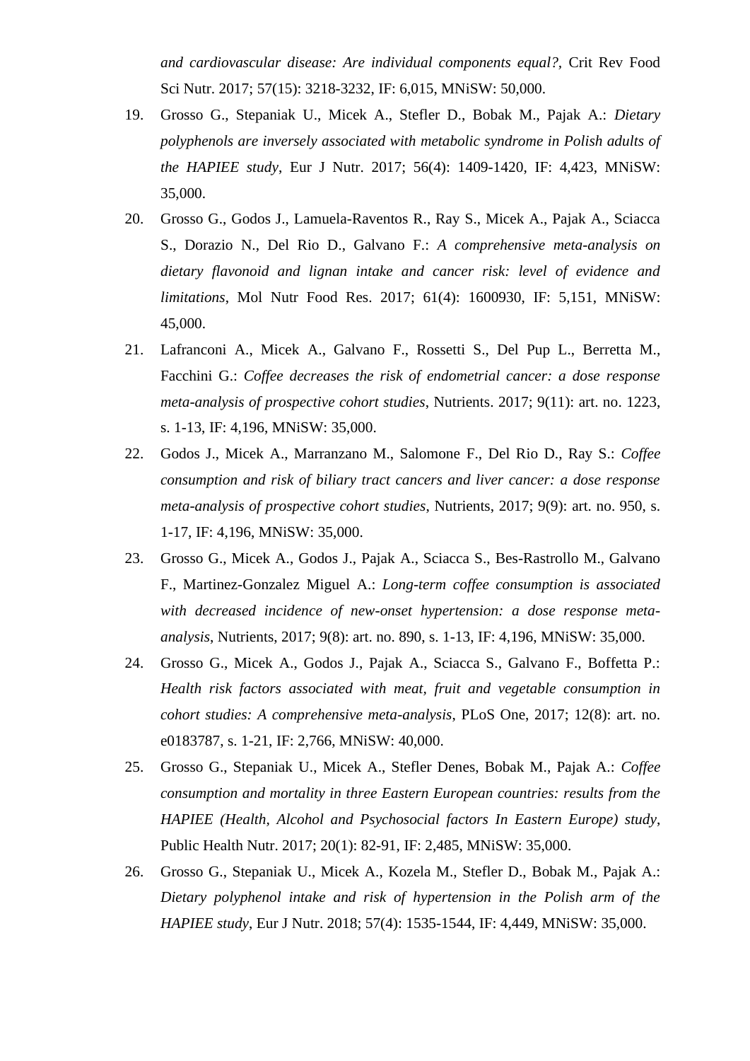*and cardiovascular disease: Are individual components equal?*, Crit Rev Food Sci Nutr. 2017; 57(15): 3218-3232, IF: 6,015, MNiSW: 50,000.

19. Grosso G., Stepaniak U., Micek A., Stefler D., Bobak M., Pajak A.: *Dietary polyphenols are inversely associated with metabolic syndrome in Polish adults of the HAPIEE study*, Eur J Nutr. 2017; 56(4): 1409-1420, IF: 4,423, MNiSW: 35,000.
20. Grosso G., Godos J., Lamuela-Raventos R., Ray S., Micek A., Pajak A., Sciacca S., Dorazio N., Del Rio D., Galvano F.: *A comprehensive meta-analysis on dietary flavonoid and lignan intake and cancer risk: level of evidence and limitations*, Mol Nutr Food Res. 2017; 61(4): 1600930, IF: 5,151, MNiSW: 45,000.
21. Lafranconi A., Micek A., Galvano F., Rossetti S., Del Pup L., Berretta M., Facchini G.: *Coffee decreases the risk of endometrial cancer: a dose response meta-analysis of prospective cohort studies*, Nutrients. 2017; 9(11): art. no. 1223, s. 1-13, IF: 4,196, MNiSW: 35,000.
22. Godos J., Micek A., Marranzano M., Salomone F., Del Rio D., Ray S.: *Coffee consumption and risk of biliary tract cancers and liver cancer: a dose response meta-analysis of prospective cohort studies*, Nutrients, 2017; 9(9): art. no. 950, s. 1-17, IF: 4,196, MNiSW: 35,000.
23. Grosso G., Micek A., Godos J., Pajak A., Sciacca S., Bes-Rastrollo M., Galvano F., Martinez-Gonzalez Miguel A.: *Long-term coffee consumption is associated with decreased incidence of new-onset hypertension: a dose response meta-analysis*, Nutrients, 2017; 9(8): art. no. 890, s. 1-13, IF: 4,196, MNiSW: 35,000.
24. Grosso G., Micek A., Godos J., Pajak A., Sciacca S., Galvano F., Boffetta P.: *Health risk factors associated with meat, fruit and vegetable consumption in cohort studies: A comprehensive meta-analysis*, PLoS One, 2017; 12(8): art. no. e0183787, s. 1-21, IF: 2,766, MNiSW: 40,000.
25. Grosso G., Stepaniak U., Micek A., Stefler Denes, Bobak M., Pajak A.: *Coffee consumption and mortality in three Eastern European countries: results from the HAPIEE (Health, Alcohol and Psychosocial factors In Eastern Europe) study*, Public Health Nutr. 2017; 20(1): 82-91, IF: 2,485, MNiSW: 35,000.
26. Grosso G., Stepaniak U., Micek A., Kozela M., Stefler D., Bobak M., Pajak A.: *Dietary polyphenol intake and risk of hypertension in the Polish arm of the HAPIEE study*, Eur J Nutr. 2018; 57(4): 1535-1544, IF: 4,449, MNiSW: 35,000.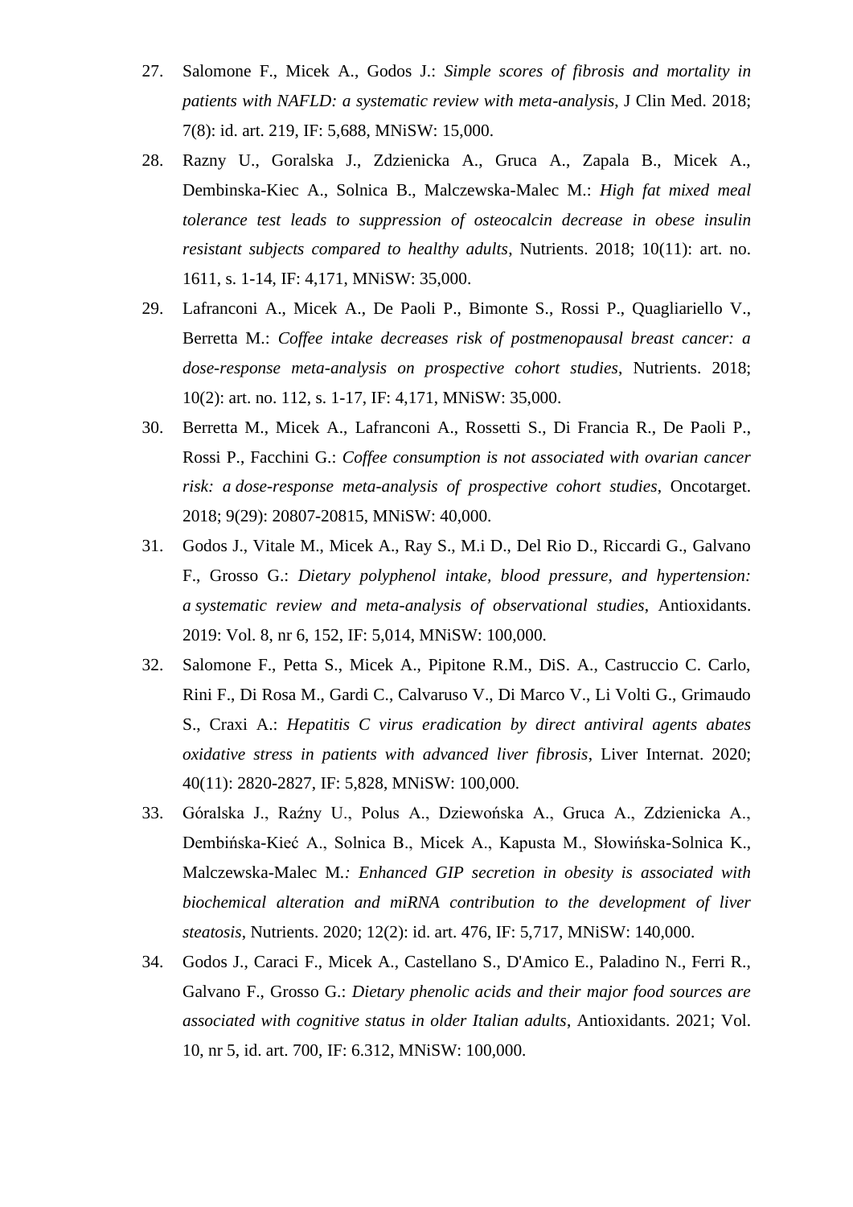27. Salomone F., Micek A., Godos J.: *Simple scores of fibrosis and mortality in patients with NAFLD: a systematic review with meta-analysis*, J Clin Med. 2018; 7(8): id. art. 219, IF: 5,688, MNiSW: 15,000.
28. Razny U., Goralska J., Zdzienicka A., Gruca A., Zapala B., Micek A., Dembinska-Kiec A., Solnica B., Malczewska-Malec M.: *High fat mixed meal tolerance test leads to suppression of osteocalcin decrease in obese insulin resistant subjects compared to healthy adults*, Nutrients. 2018; 10(11): art. no. 1611, s. 1-14, IF: 4,171, MNiSW: 35,000.
29. Lafranconi A., Micek A., De Paoli P., Bimonte S., Rossi P., Quagliariello V., Berretta M.: *Coffee intake decreases risk of postmenopausal breast cancer: a dose-response meta-analysis on prospective cohort studies*, Nutrients. 2018; 10(2): art. no. 112, s. 1-17, IF: 4,171, MNiSW: 35,000.
30. Berretta M., Micek A., Lafranconi A., Rossetti S., Di Francia R., De Paoli P., Rossi P., Facchini G.: *Coffee consumption is not associated with ovarian cancer risk: a dose-response meta-analysis of prospective cohort studies*, Oncotarget. 2018; 9(29): 20807-20815, MNiSW: 40,000.
31. Godos J., Vitale M., Micek A., Ray S., M.i D., Del Rio D., Riccardi G., Galvano F., Grosso G.: *Dietary polyphenol intake, blood pressure, and hypertension: a systematic review and meta-analysis of observational studies*, Antioxidants. 2019: Vol. 8, nr 6, 152, IF: 5,014, MNiSW: 100,000.
32. Salomone F., Petta S., Micek A., Pipitone R.M., DiS. A., Castruccio C. Carlo, Rini F., Di Rosa M., Gardi C., Calvaruso V., Di Marco V., Li Volti G., Grimaudo S., Craxi A.: *Hepatitis C virus eradication by direct antiviral agents abates oxidative stress in patients with advanced liver fibrosis*, Liver Internat. 2020; 40(11): 2820-2827, IF: 5,828, MNiSW: 100,000.
33. Góralska J., Raźny U., Polus A., Dziewońska A., Gruca A., Zdzienicka A., Dembińska-Kieć A., Solnica B., Micek A., Kapusta M., Słowińska-Solnica K., Malczewska-Malec M.: *Enhanced GIP secretion in obesity is associated with biochemical alteration and miRNA contribution to the development of liver steatosis*, Nutrients. 2020; 12(2): id. art. 476, IF: 5,717, MNiSW: 140,000.
34. Godos J., Caraci F., Micek A., Castellano S., D'Amico E., Paladino N., Ferri R., Galvano F., Grosso G.: *Dietary phenolic acids and their major food sources are associated with cognitive status in older Italian adults*, Antioxidants. 2021; Vol. 10, nr 5, id. art. 700, IF: 6.312, MNiSW: 100,000.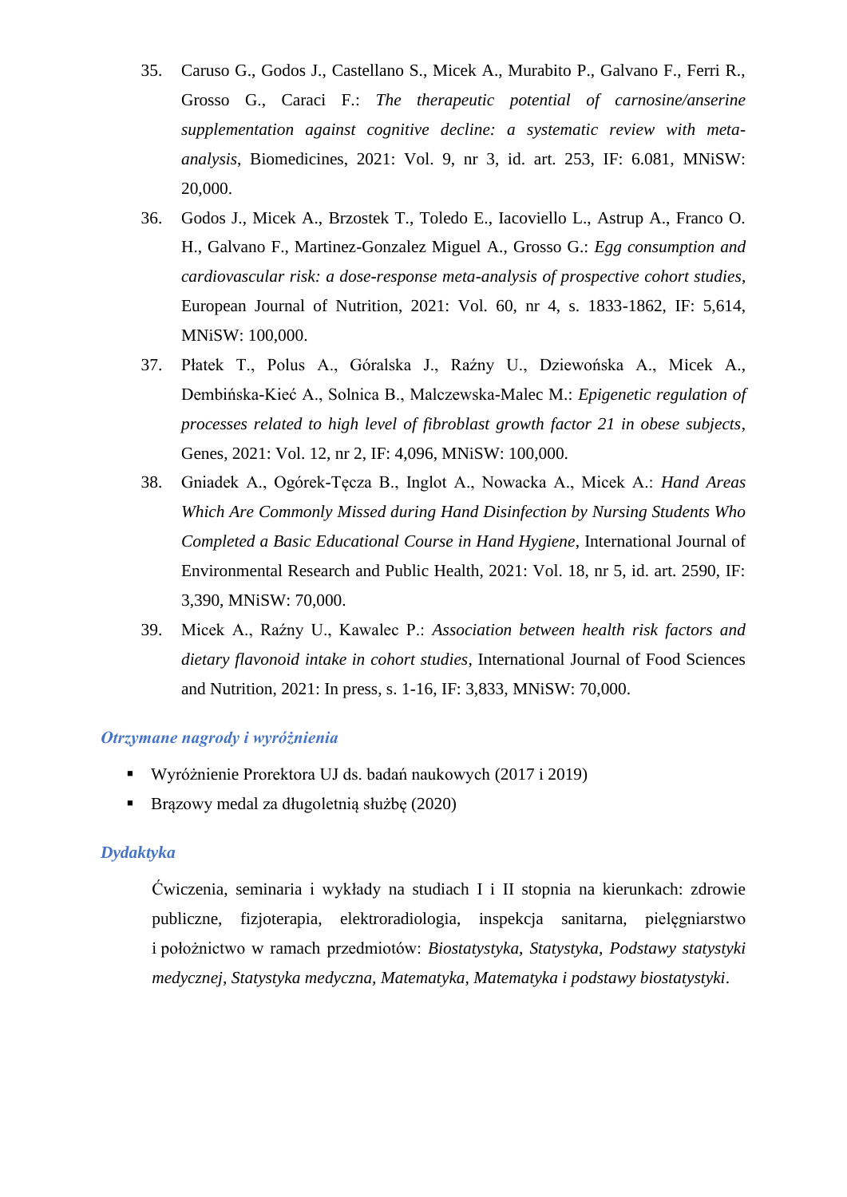35. Caruso G., Godos J., Castellano S., Micek A., Murabito P., Galvano F., Ferri R., Grosso G., Caraci F.: *The therapeutic potential of carnosine/anserine supplementation against cognitive decline: a systematic review with meta-analysis*, Biomedicines, 2021: Vol. 9, nr 3, id. art. 253, IF: 6.081, MNiSW: 20,000.
36. Godos J., Micek A., Brzostek T., Toledo E., Iacoviello L., Astrup A., Franco O. H., Galvano F., Martinez-Gonzalez Miguel A., Grosso G.: *Egg consumption and cardiovascular risk: a dose-response meta-analysis of prospective cohort studies*, European Journal of Nutrition, 2021: Vol. 60, nr 4, s. 1833-1862, IF: 5,614, MNiSW: 100,000.
37. Płatek T., Polus A., Góralska J., Raźny U., Dziewońska A., Micek A., Dembińska-Kieć A., Solnica B., Malczewska-Malec M.: *Epigenetic regulation of processes related to high level of fibroblast growth factor 21 in obese subjects*, Genes, 2021: Vol. 12, nr 2, IF: 4,096, MNiSW: 100,000.
38. Gniadek A., Ogórek-Tęcza B., Inglot A., Nowacka A., Micek A.: *Hand Areas Which Are Commonly Missed during Hand Disinfection by Nursing Students Who Completed a Basic Educational Course in Hand Hygiene*, International Journal of Environmental Research and Public Health, 2021: Vol. 18, nr 5, id. art. 2590, IF: 3,390, MNiSW: 70,000.
39. Micek A., Raźny U., Kawalec P.: *Association between health risk factors and dietary flavonoid intake in cohort studies*, International Journal of Food Sciences and Nutrition, 2021: In press, s. 1-16, IF: 3,833, MNiSW: 70,000.

### *Otrzymane nagrody i wyróżnienia*

- Wyróżnienie Prorektora UJ ds. badań naukowych (2017 i 2019)
- Brązowy medal za długoletnią służbę (2020)

### *Dydaktyka*

Ćwiczenia, seminaria i wykłady na studiach I i II stopnia na kierunkach: zdrowie publiczne, fizjoterapia, elektroradiologia, inspekcja sanitarna, pielęgniarstwo i położnictwo w ramach przedmiotów: *Biostatystyka, Statystyka, Podstawy statystyki medycznej, Statystyka medyczna, Matematyka, Matematyka i podstawy biostatystyki*.